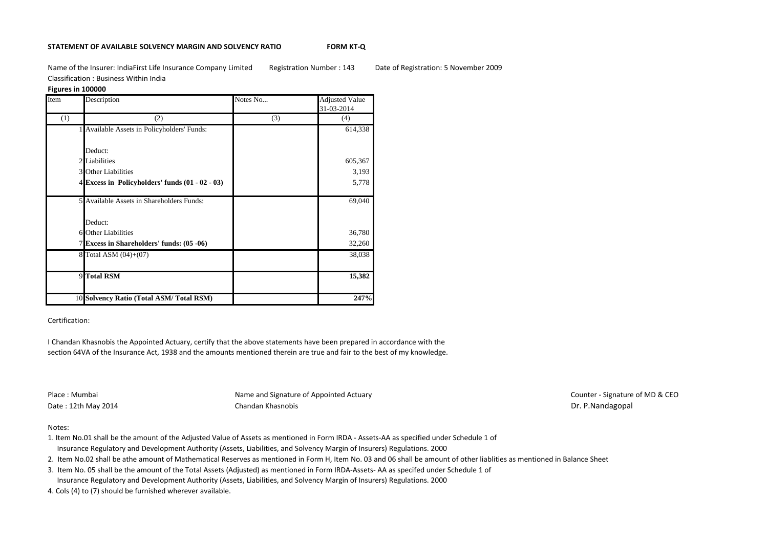**STATEMENT OF AVAILABLE SOLVENCY MARGIN AND SOLVENCY RATIO** **FORM KT-Q**

Name of the Insurer: IndiaFirst Life Insurance Company Limited Registration Number : 143 Date of Registration: 5 November 2009

Classification : Business Within India

**Figures in 100000**

| Item | Description | Notes No... | Adjusted Value 31-03-2014 |
|---|---|---|---|
| (1) | (2) | (3) | (4) |
| 1 | Available Assets in Policyholders' Funds: | | 614,338 |
| | Deduct: | | |
| 2 | Liabilities | | 605,367 |
| 3 | Other Liabilities | | 3,193 |
| 4 | **Excess in Policyholders' funds (01 - 02 - 03)** | | 5,778 |
| 5 | Available Assets in Shareholders Funds: | | 69,040 |
| | Deduct: | | |
| 6 | Other Liabilities | | 36,780 |
| 7 | **Excess in Shareholders' funds: (05 -06)** | | 32,260 |
| 8 | Total ASM (04)+(07) | | 38,038 |
| 9 | **Total RSM** | | **15,382** |
| 10 | **Solvency Ratio (Total ASM/ Total RSM)** | | **247%** |

Certification:

I Chandan Khasnobis the Appointed Actuary, certify that the above statements have been prepared in accordance with the section 64VA of the Insurance Act, 1938 and the amounts mentioned therein are true and fair to the best of my knowledge.

Place : Mumbai
Date : 12th May 2014

Name and Signature of Appointed Actuary
Chandan Khasnobis

Counter - Signature of MD & CEO
Dr. P.Nandagopal

Notes:

1. Item No.01 shall be the amount of the Adjusted Value of Assets as mentioned in Form IRDA - Assets-AA as specified under Schedule 1 of Insurance Regulatory and Development Authority (Assets, Liabilities, and Solvency Margin of Insurers) Regulations. 2000
2. Item No.02 shall be athe amount of Mathematical Reserves as mentioned in Form H, Item No. 03 and 06 shall be amount of other liablities as mentioned in Balance Sheet
3. Item No. 05 shall be the amount of the Total Assets (Adjusted) as mentioned in Form IRDA-Assets- AA as specifed under Schedule 1 of Insurance Regulatory and Development Authority (Assets, Liabilities, and Solvency Margin of Insurers) Regulations. 2000
4. Cols (4) to (7) should be furnished wherever available.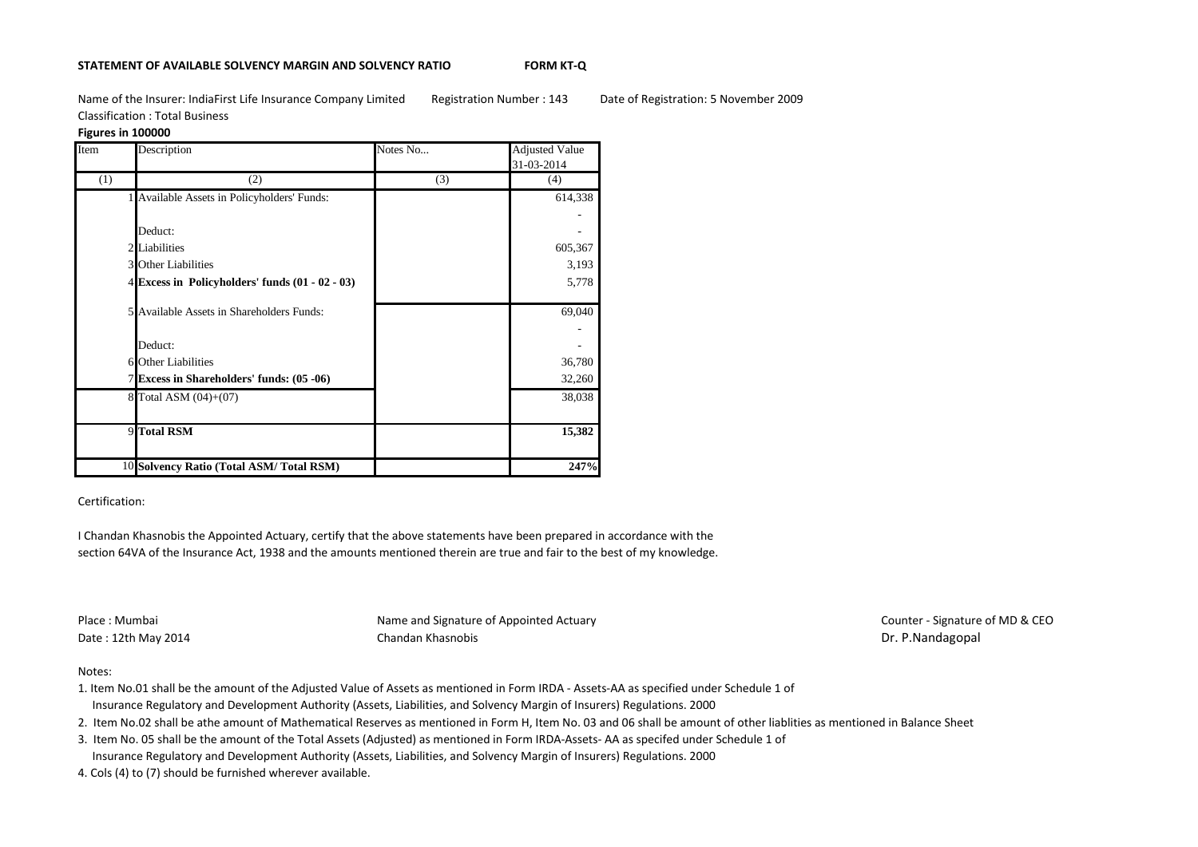**STATEMENT OF AVAILABLE SOLVENCY MARGIN AND SOLVENCY RATIO** **FORM KT-Q**

Name of the Insurer: IndiaFirst Life Insurance Company Limited Registration Number : 143 Date of Registration: 5 November 2009

Classification : Total Business

**Figures in 100000**

| Item | Description | Notes No... | Adjusted Value 31-03-2014 |
|---|---|---|---|
| (1) | (2) | (3) | (4) |
| 1 | Available Assets in Policyholders' Funds: | | 614,338 |
| | | | - |
| | Deduct: | | - |
| 2 | Liabilities | | 605,367 |
| 3 | Other Liabilities | | 3,193 |
| 4 | **Excess in Policyholders' funds (01 - 02 - 03)** | | 5,778 |
| 5 | Available Assets in Shareholders Funds: | | 69,040 |
| | | | - |
| | Deduct: | | - |
| 6 | Other Liabilities | | 36,780 |
| 7 | **Excess in Shareholders' funds: (05 -06)** | | 32,260 |
| 8 | Total ASM (04)+(07) | | 38,038 |
| 9 | **Total RSM** | | **15,382** |
| 10 | **Solvency Ratio (Total ASM/ Total RSM)** | | **247%** |

Certification:

I Chandan Khasnobis the Appointed Actuary, certify that the above statements have been prepared in accordance with the section 64VA of the Insurance Act, 1938 and the amounts mentioned therein are true and fair to the best of my knowledge.

Place : Mumbai
Date : 12th May 2014

Name and Signature of Appointed Actuary
Chandan Khasnobis

Counter - Signature of MD & CEO
Dr. P.Nandagopal

Notes:

1. Item No.01 shall be the amount of the Adjusted Value of Assets as mentioned in Form IRDA - Assets-AA as specified under Schedule 1 of Insurance Regulatory and Development Authority (Assets, Liabilities, and Solvency Margin of Insurers) Regulations. 2000
2. Item No.02 shall be athe amount of Mathematical Reserves as mentioned in Form H, Item No. 03 and 06 shall be amount of other liablities as mentioned in Balance Sheet
3. Item No. 05 shall be the amount of the Total Assets (Adjusted) as mentioned in Form IRDA-Assets- AA as specifed under Schedule 1 of Insurance Regulatory and Development Authority (Assets, Liabilities, and Solvency Margin of Insurers) Regulations. 2000
4. Cols (4) to (7) should be furnished wherever available.